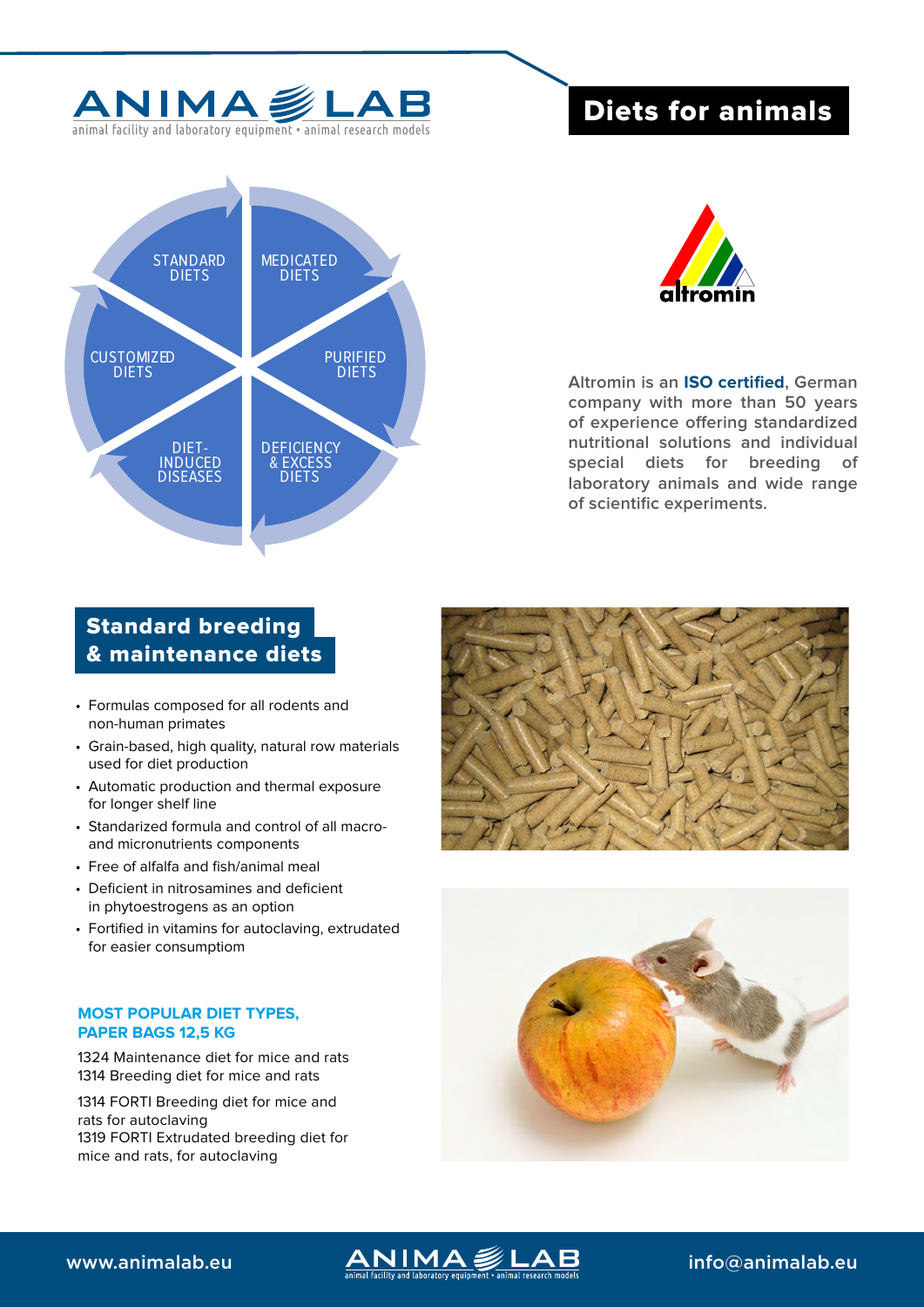# Diets for animals

STANDARD DIETS

MEDICATED DIETS

PURIFIED DIETS

DEFICIENCY & EXCESS DIETS

DIET-INDUCED DISEASES

CUSTOMIZED DIETS

altromin

**Altromin is an ISO certified, German company with more than 50 years of experience offering standardized nutritional solutions and individual special diets for breeding of laboratory animals and wide range of scientific experiments.**

## Standard breeding & maintenance diets

- Formulas composed for all rodents and non-human primates
- Grain-based, high quality, natural row materials used for diet production
- Automatic production and thermal exposure for longer shelf line
- Standarized formula and control of all macro- and micronutrients components
- Free of alfalfa and fish/animal meal
- Deficient in nitrosamines and deficient in phytoestrogens as an option
- Fortified in vitamins for autoclaving, extrudated for easier consumptiom

**MOST POPULAR DIET TYPES, PAPER BAGS 12,5 KG**

1324 Maintenance diet for mice and rats
1314 Breeding diet for mice and rats

1314 FORTI Breeding diet for mice and rats for autoclaving
1319 FORTI Extrudated breeding diet for mice and rats, for autoclaving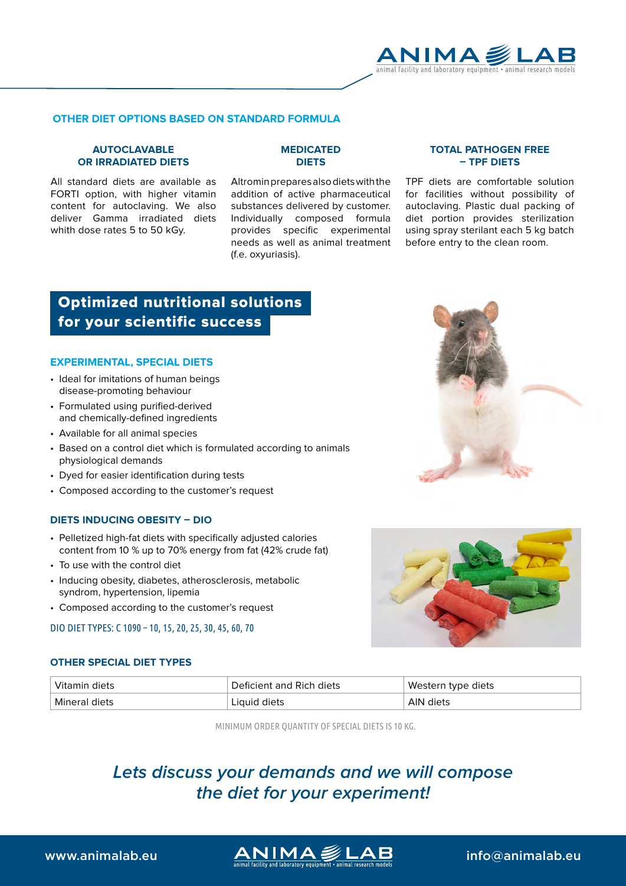## OTHER DIET OPTIONS BASED ON STANDARD FORMULA

### AUTOCLAVABLE OR IRRADIATED DIETS

All standard diets are available as FORTI option, with higher vitamin content for autoclaving. We also deliver Gamma irradiated diets whith dose rates 5 to 50 kGy.

### MEDICATED DIETS

Altromin prepares also diets with the addition of active pharmaceutical substances delivered by customer. Individually composed formula provides specific experimental needs as well as animal treatment (f.e. oxyuriasis).

### TOTAL PATHOGEN FREE – TPF DIETS

TPF diets are comfortable solution for facilities without possibility of autoclaving. Plastic dual packing of diet portion provides sterilization using spray sterilant each 5 kg batch before entry to the clean room.

# Optimized nutritional solutions for your scientific success

### EXPERIMENTAL, SPECIAL DIETS

- Ideal for imitations of human beings disease-promoting behaviour
- Formulated using purified-derived and chemically-defined ingredients
- Available for all animal species
- Based on a control diet which is formulated according to animals physiological demands
- Dyed for easier identification during tests
- Composed according to the customer's request

### DIETS INDUCING OBESITY – DIO

- Pelletized high-fat diets with specifically adjusted calories content from 10 % up to 70% energy from fat (42% crude fat)
- To use with the control diet
- Inducing obesity, diabetes, atherosclerosis, metabolic syndrom, hypertension, lipemia
- Composed according to the customer's request

DIO DIET TYPES: C 1090 – 10, 15, 20, 25, 30, 45, 60, 70

### OTHER SPECIAL DIET TYPES

| | | |
|---|---|---|
| Vitamin diets | Deficient and Rich diets | Western type diets |
| Mineral diets | Liquid diets | AIN diets |

MINIMUM ORDER QUANTITY OF SPECIAL DIETS IS 10 KG.

*Lets discuss your demands and we will compose the diet for your experiment!*

www.animalab.eu

info@animalab.eu